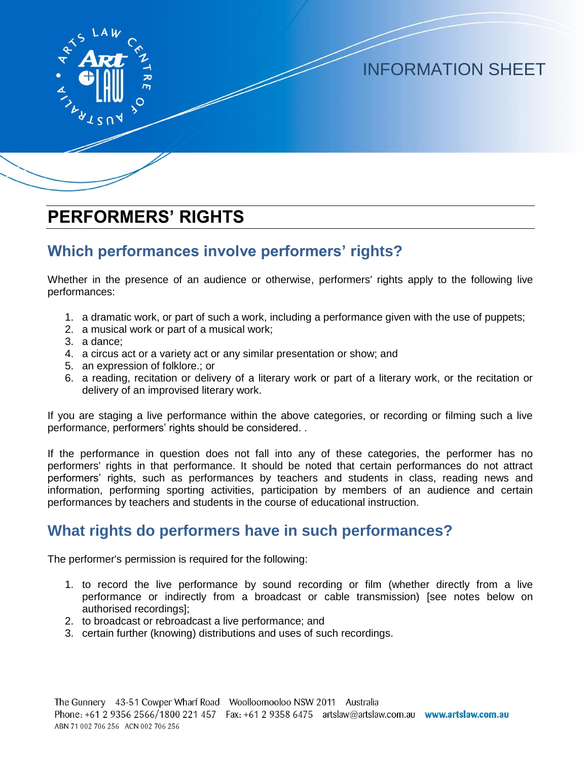INFORMATION SHEET

# PERFORMERS' RIGHTS

## Which performances involve performers' rights?

Whether in the presence of an audience or otherwise, performers' rights apply to the following live performances:

1. a dramatic work, or part of such a work, including a performance given with the use of puppets;
2. a musical work or part of a musical work;
3. a dance;
4. a circus act or a variety act or any similar presentation or show; and
5. an expression of folklore.; or
6. a reading, recitation or delivery of a literary work or part of a literary work, or the recitation or delivery of an improvised literary work.

If you are staging a live performance within the above categories, or recording or filming such a live performance, performers' rights should be considered. .

If the performance in question does not fall into any of these categories, the performer has no performers' rights in that performance. It should be noted that certain performances do not attract performers' rights, such as performances by teachers and students in class, reading news and information, performing sporting activities, participation by members of an audience and certain performances by teachers and students in the course of educational instruction.

## What rights do performers have in such performances?

The performer's permission is required for the following:

1. to record the live performance by sound recording or film (whether directly from a live performance or indirectly from a broadcast or cable transmission) [see notes below on authorised recordings];
2. to broadcast or rebroadcast a live performance; and
3. certain further (knowing) distributions and uses of such recordings.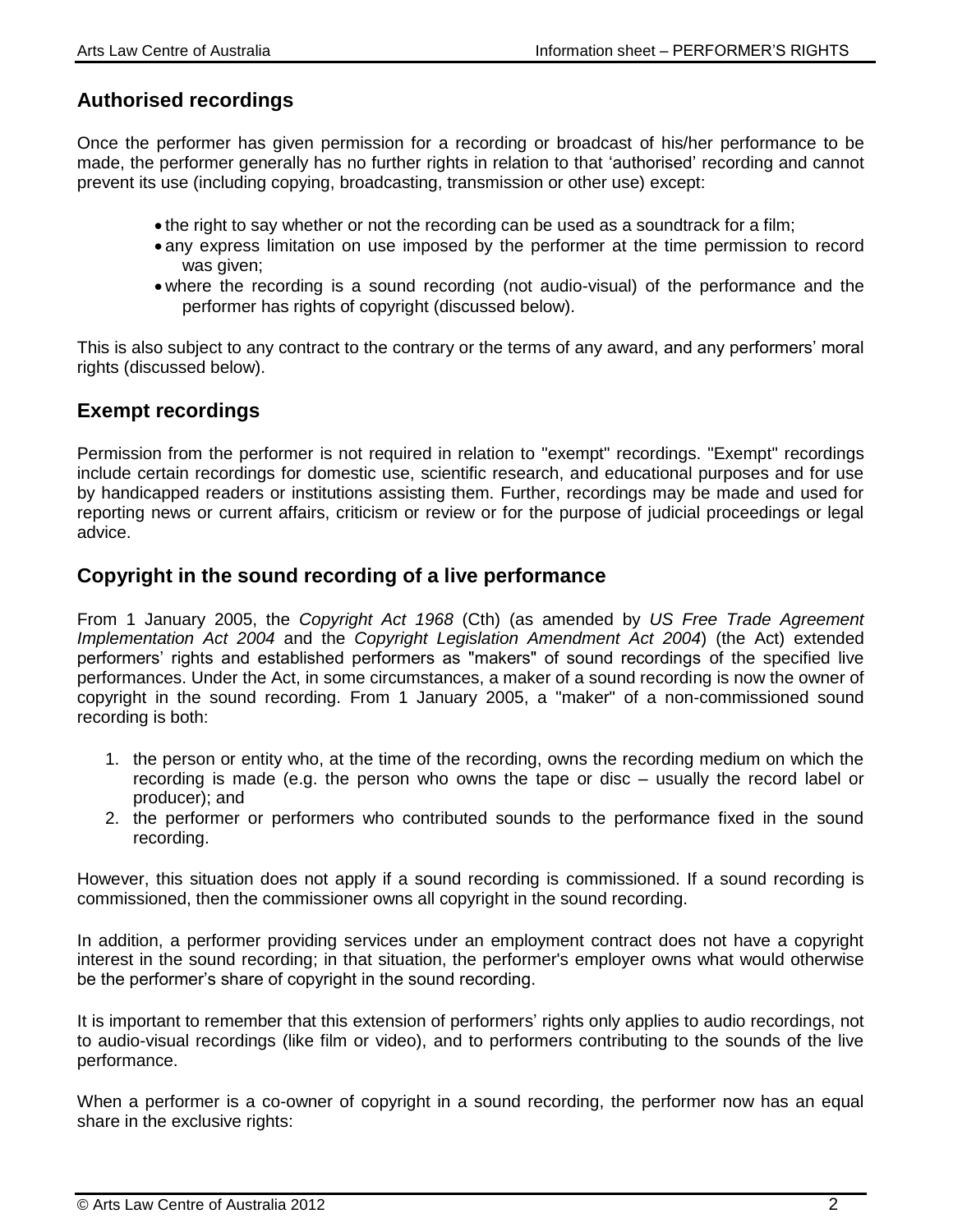## Authorised recordings

Once the performer has given permission for a recording or broadcast of his/her performance to be made, the performer generally has no further rights in relation to that 'authorised' recording and cannot prevent its use (including copying, broadcasting, transmission or other use) except:

- the right to say whether or not the recording can be used as a soundtrack for a film;
- any express limitation on use imposed by the performer at the time permission to record was given;
- where the recording is a sound recording (not audio-visual) of the performance and the performer has rights of copyright (discussed below).

This is also subject to any contract to the contrary or the terms of any award, and any performers' moral rights (discussed below).

## Exempt recordings

Permission from the performer is not required in relation to "exempt" recordings. "Exempt" recordings include certain recordings for domestic use, scientific research, and educational purposes and for use by handicapped readers or institutions assisting them. Further, recordings may be made and used for reporting news or current affairs, criticism or review or for the purpose of judicial proceedings or legal advice.

## Copyright in the sound recording of a live performance

From 1 January 2005, the *Copyright Act 1968* (Cth) (as amended by *US Free Trade Agreement Implementation Act 2004* and the *Copyright Legislation Amendment Act 2004*) (the Act) extended performers' rights and established performers as "makers" of sound recordings of the specified live performances. Under the Act, in some circumstances, a maker of a sound recording is now the owner of copyright in the sound recording. From 1 January 2005, a "maker" of a non-commissioned sound recording is both:

1. the person or entity who, at the time of the recording, owns the recording medium on which the recording is made (e.g. the person who owns the tape or disc – usually the record label or producer); and
2. the performer or performers who contributed sounds to the performance fixed in the sound recording.

However, this situation does not apply if a sound recording is commissioned. If a sound recording is commissioned, then the commissioner owns all copyright in the sound recording.

In addition, a performer providing services under an employment contract does not have a copyright interest in the sound recording; in that situation, the performer's employer owns what would otherwise be the performer's share of copyright in the sound recording.

It is important to remember that this extension of performers' rights only applies to audio recordings, not to audio-visual recordings (like film or video), and to performers contributing to the sounds of the live performance.

When a performer is a co-owner of copyright in a sound recording, the performer now has an equal share in the exclusive rights: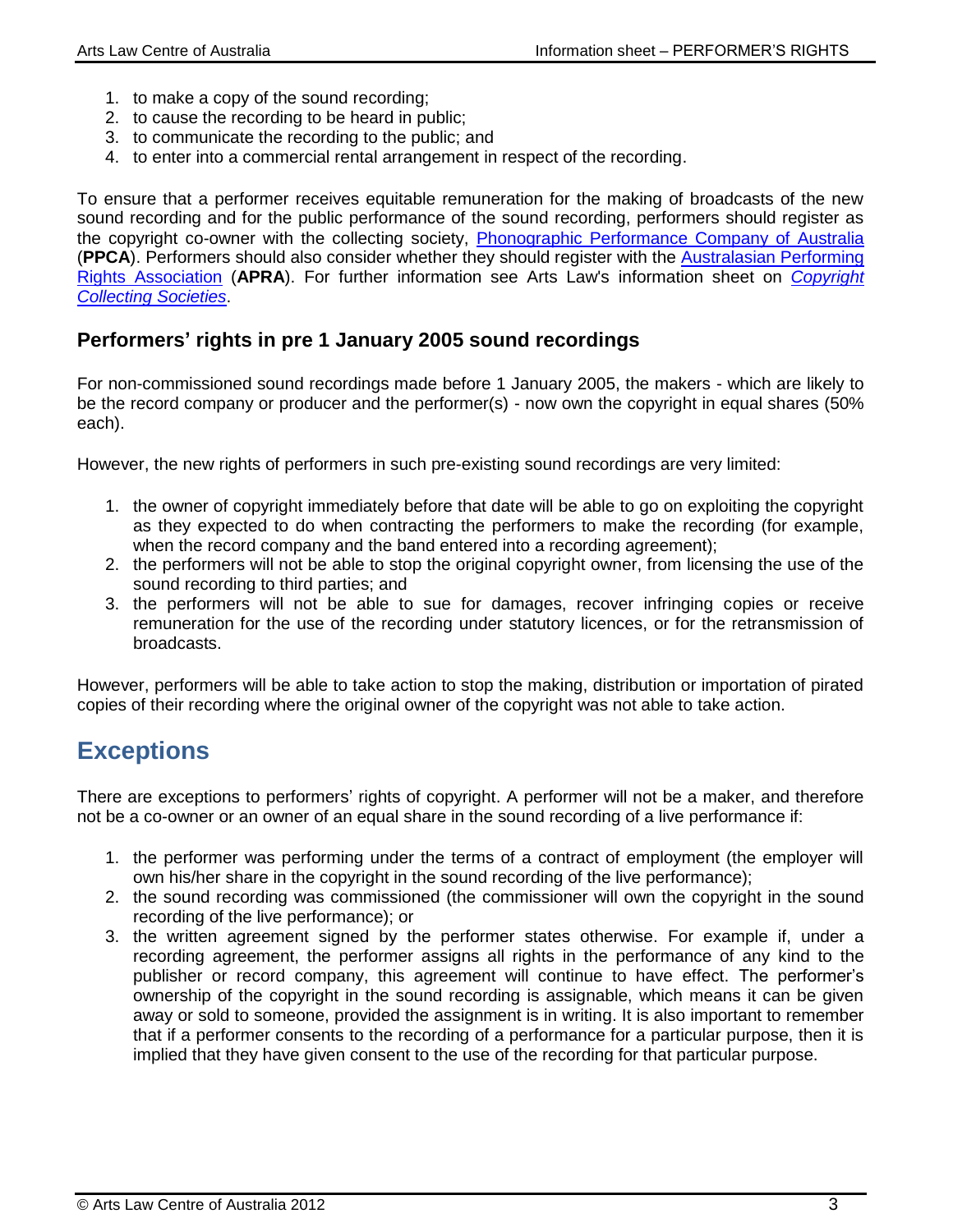1. to make a copy of the sound recording;
2. to cause the recording to be heard in public;
3. to communicate the recording to the public; and
4. to enter into a commercial rental arrangement in respect of the recording.

To ensure that a performer receives equitable remuneration for the making of broadcasts of the new sound recording and for the public performance of the sound recording, performers should register as the copyright co-owner with the collecting society, [Phonographic Performance Company of Australia]() (**PPCA**). Performers should also consider whether they should register with the [Australasian Performing Rights Association]() (**APRA**). For further information see Arts Law's information sheet on [*Copyright Collecting Societies*]().

### Performers' rights in pre 1 January 2005 sound recordings

For non-commissioned sound recordings made before 1 January 2005, the makers - which are likely to be the record company or producer and the performer(s) - now own the copyright in equal shares (50% each).

However, the new rights of performers in such pre-existing sound recordings are very limited:

1. the owner of copyright immediately before that date will be able to go on exploiting the copyright as they expected to do when contracting the performers to make the recording (for example, when the record company and the band entered into a recording agreement);
2. the performers will not be able to stop the original copyright owner, from licensing the use of the sound recording to third parties; and
3. the performers will not be able to sue for damages, recover infringing copies or receive remuneration for the use of the recording under statutory licences, or for the retransmission of broadcasts.

However, performers will be able to take action to stop the making, distribution or importation of pirated copies of their recording where the original owner of the copyright was not able to take action.

## Exceptions

There are exceptions to performers' rights of copyright. A performer will not be a maker, and therefore not be a co-owner or an owner of an equal share in the sound recording of a live performance if:

1. the performer was performing under the terms of a contract of employment (the employer will own his/her share in the copyright in the sound recording of the live performance);
2. the sound recording was commissioned (the commissioner will own the copyright in the sound recording of the live performance); or
3. the written agreement signed by the performer states otherwise. For example if, under a recording agreement, the performer assigns all rights in the performance of any kind to the publisher or record company, this agreement will continue to have effect. The performer's ownership of the copyright in the sound recording is assignable, which means it can be given away or sold to someone, provided the assignment is in writing. It is also important to remember that if a performer consents to the recording of a performance for a particular purpose, then it is implied that they have given consent to the use of the recording for that particular purpose.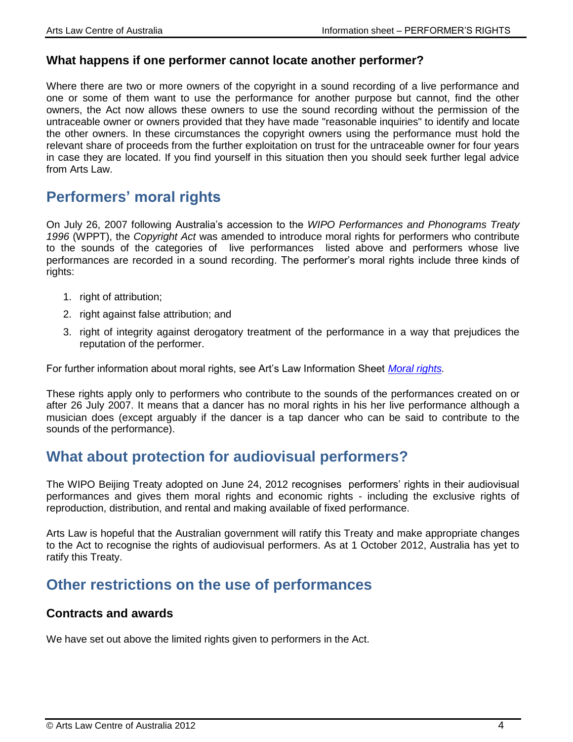### What happens if one performer cannot locate another performer?

Where there are two or more owners of the copyright in a sound recording of a live performance and one or some of them want to use the performance for another purpose but cannot, find the other owners, the Act now allows these owners to use the sound recording without the permission of the untraceable owner or owners provided that they have made "reasonable inquiries" to identify and locate the other owners. In these circumstances the copyright owners using the performance must hold the relevant share of proceeds from the further exploitation on trust for the untraceable owner for four years in case they are located. If you find yourself in this situation then you should seek further legal advice from Arts Law.

## Performers' moral rights

On July 26, 2007 following Australia's accession to the *WIPO Performances and Phonograms Treaty 1996* (WPPT), the *Copyright Act* was amended to introduce moral rights for performers who contribute to the sounds of the categories of live performances listed above and performers whose live performances are recorded in a sound recording. The performer's moral rights include three kinds of rights:

1. right of attribution;
2. right against false attribution; and
3. right of integrity against derogatory treatment of the performance in a way that prejudices the reputation of the performer.

For further information about moral rights, see Art's Law Information Sheet *Moral rights.*

These rights apply only to performers who contribute to the sounds of the performances created on or after 26 July 2007. It means that a dancer has no moral rights in his her live performance although a musician does (except arguably if the dancer is a tap dancer who can be said to contribute to the sounds of the performance).

## What about protection for audiovisual performers?

The WIPO Beijing Treaty adopted on June 24, 2012 recognises performers' rights in their audiovisual performances and gives them moral rights and economic rights - including the exclusive rights of reproduction, distribution, and rental and making available of fixed performance.

Arts Law is hopeful that the Australian government will ratify this Treaty and make appropriate changes to the Act to recognise the rights of audiovisual performers. As at 1 October 2012, Australia has yet to ratify this Treaty.

## Other restrictions on the use of performances

### Contracts and awards

We have set out above the limited rights given to performers in the Act.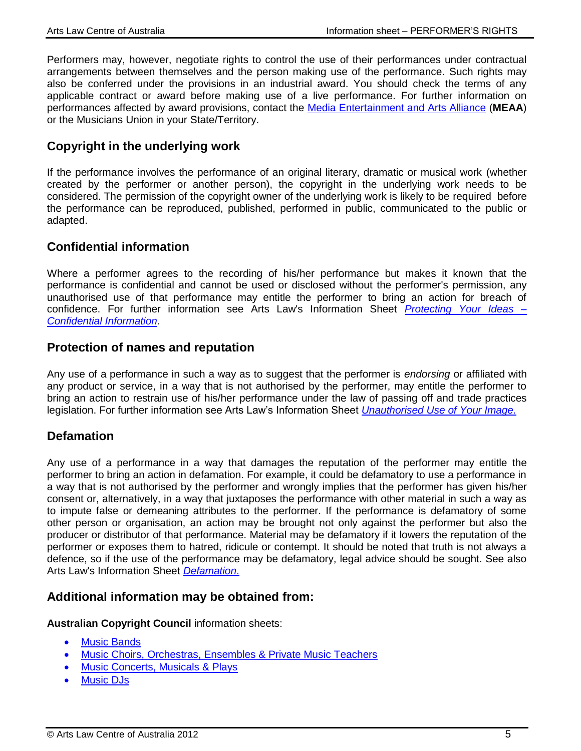Performers may, however, negotiate rights to control the use of their performances under contractual arrangements between themselves and the person making use of the performance. Such rights may also be conferred under the provisions in an industrial award. You should check the terms of any applicable contract or award before making use of a live performance. For further information on performances affected by award provisions, contact the Media Entertainment and Arts Alliance (**MEAA**) or the Musicians Union in your State/Territory.

## Copyright in the underlying work

If the performance involves the performance of an original literary, dramatic or musical work (whether created by the performer or another person), the copyright in the underlying work needs to be considered. The permission of the copyright owner of the underlying work is likely to be required before the performance can be reproduced, published, performed in public, communicated to the public or adapted.

## Confidential information

Where a performer agrees to the recording of his/her performance but makes it known that the performance is confidential and cannot be used or disclosed without the performer's permission, any unauthorised use of that performance may entitle the performer to bring an action for breach of confidence. For further information see Arts Law's Information Sheet *Protecting Your Ideas – Confidential Information*.

## Protection of names and reputation

Any use of a performance in such a way as to suggest that the performer is *endorsing* or affiliated with any product or service, in a way that is not authorised by the performer, may entitle the performer to bring an action to restrain use of his/her performance under the law of passing off and trade practices legislation. For further information see Arts Law's Information Sheet *Unauthorised Use of Your Image.*

## Defamation

Any use of a performance in a way that damages the reputation of the performer may entitle the performer to bring an action in defamation. For example, it could be defamatory to use a performance in a way that is not authorised by the performer and wrongly implies that the performer has given his/her consent or, alternatively, in a way that juxtaposes the performance with other material in such a way as to impute false or demeaning attributes to the performer. If the performance is defamatory of some other person or organisation, an action may be brought not only against the performer but also the producer or distributor of that performance. Material may be defamatory if it lowers the reputation of the performer or exposes them to hatred, ridicule or contempt. It should be noted that truth is not always a defence, so if the use of the performance may be defamatory, legal advice should be sought. See also Arts Law's Information Sheet *Defamation*.

## Additional information may be obtained from:

**Australian Copyright Council** information sheets:

- Music Bands
- Music Choirs, Orchestras, Ensembles & Private Music Teachers
- Music Concerts, Musicals & Plays
- Music DJs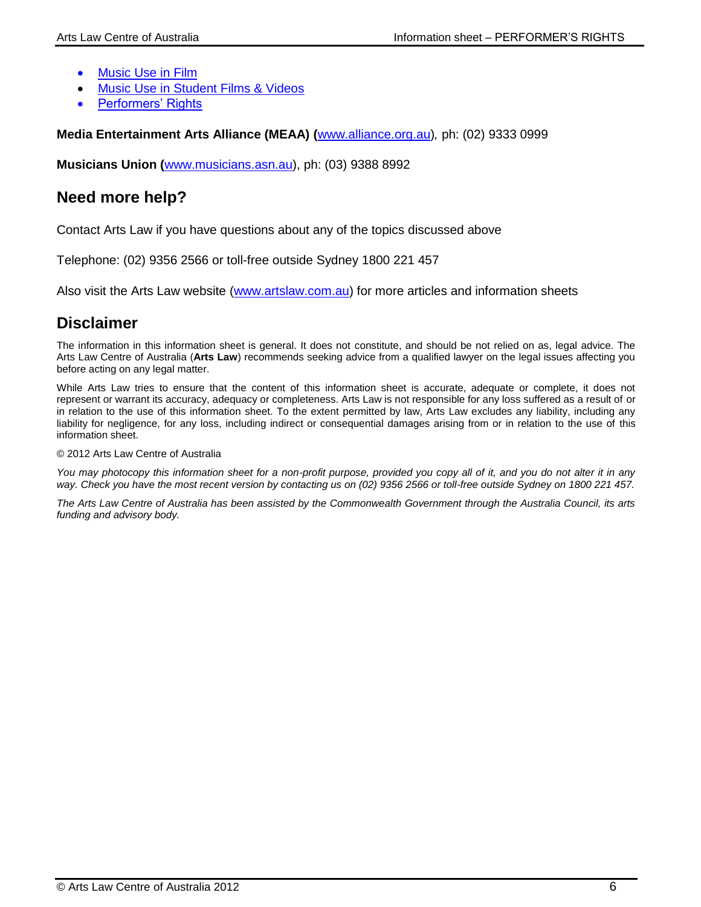- Music Use in Film
- Music Use in Student Films & Videos
- Performers' Rights

**Media Entertainment Arts Alliance (MEAA) (**www.alliance.org.au), ph: (02) 9333 0999

**Musicians Union (**www.musicians.asn.au), ph: (03) 9388 8992

## Need more help?

Contact Arts Law if you have questions about any of the topics discussed above

Telephone: (02) 9356 2566 or toll-free outside Sydney 1800 221 457

Also visit the Arts Law website (www.artslaw.com.au) for more articles and information sheets

## Disclaimer

The information in this information sheet is general. It does not constitute, and should be not relied on as, legal advice. The Arts Law Centre of Australia (**Arts Law**) recommends seeking advice from a qualified lawyer on the legal issues affecting you before acting on any legal matter.

While Arts Law tries to ensure that the content of this information sheet is accurate, adequate or complete, it does not represent or warrant its accuracy, adequacy or completeness. Arts Law is not responsible for any loss suffered as a result of or in relation to the use of this information sheet. To the extent permitted by law, Arts Law excludes any liability, including any liability for negligence, for any loss, including indirect or consequential damages arising from or in relation to the use of this information sheet.

© 2012 Arts Law Centre of Australia

*You may photocopy this information sheet for a non-profit purpose, provided you copy all of it, and you do not alter it in any way. Check you have the most recent version by contacting us on (02) 9356 2566 or toll-free outside Sydney on 1800 221 457.*

*The Arts Law Centre of Australia has been assisted by the Commonwealth Government through the Australia Council, its arts funding and advisory body.*